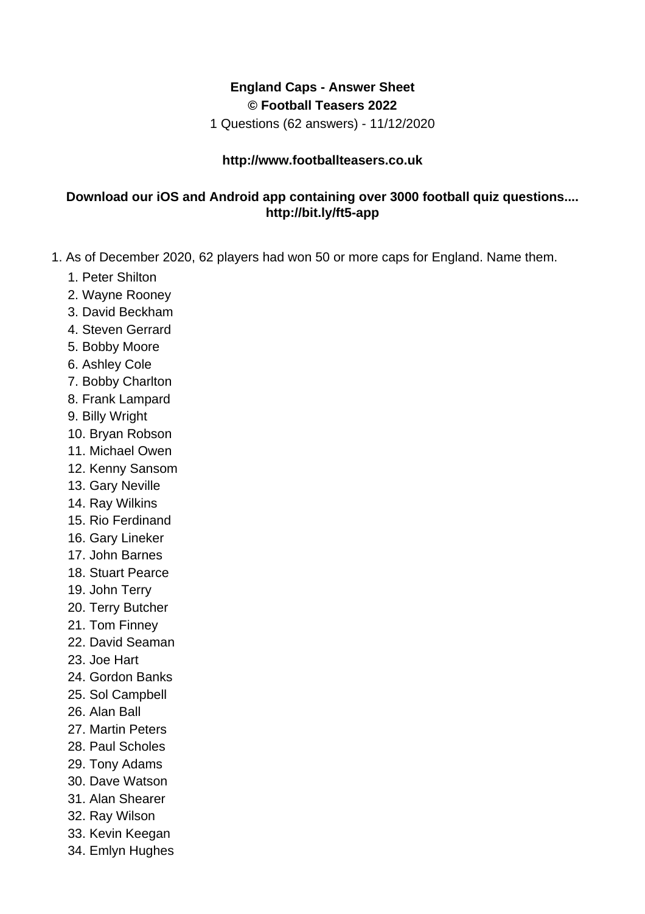**England Caps - Answer Sheet**
**© Football Teasers 2022**
1 Questions (62 answers) - 11/12/2020

**http://www.footballteasers.co.uk**

**Download our iOS and Android app containing over 3000 football quiz questions.... http://bit.ly/ft5-app**

1. As of December 2020, 62 players had won 50 or more caps for England. Name them.
    1. Peter Shilton
    2. Wayne Rooney
    3. David Beckham
    4. Steven Gerrard
    5. Bobby Moore
    6. Ashley Cole
    7. Bobby Charlton
    8. Frank Lampard
    9. Billy Wright
    10. Bryan Robson
    11. Michael Owen
    12. Kenny Sansom
    13. Gary Neville
    14. Ray Wilkins
    15. Rio Ferdinand
    16. Gary Lineker
    17. John Barnes
    18. Stuart Pearce
    19. John Terry
    20. Terry Butcher
    21. Tom Finney
    22. David Seaman
    23. Joe Hart
    24. Gordon Banks
    25. Sol Campbell
    26. Alan Ball
    27. Martin Peters
    28. Paul Scholes
    29. Tony Adams
    30. Dave Watson
    31. Alan Shearer
    32. Ray Wilson
    33. Kevin Keegan
    34. Emlyn Hughes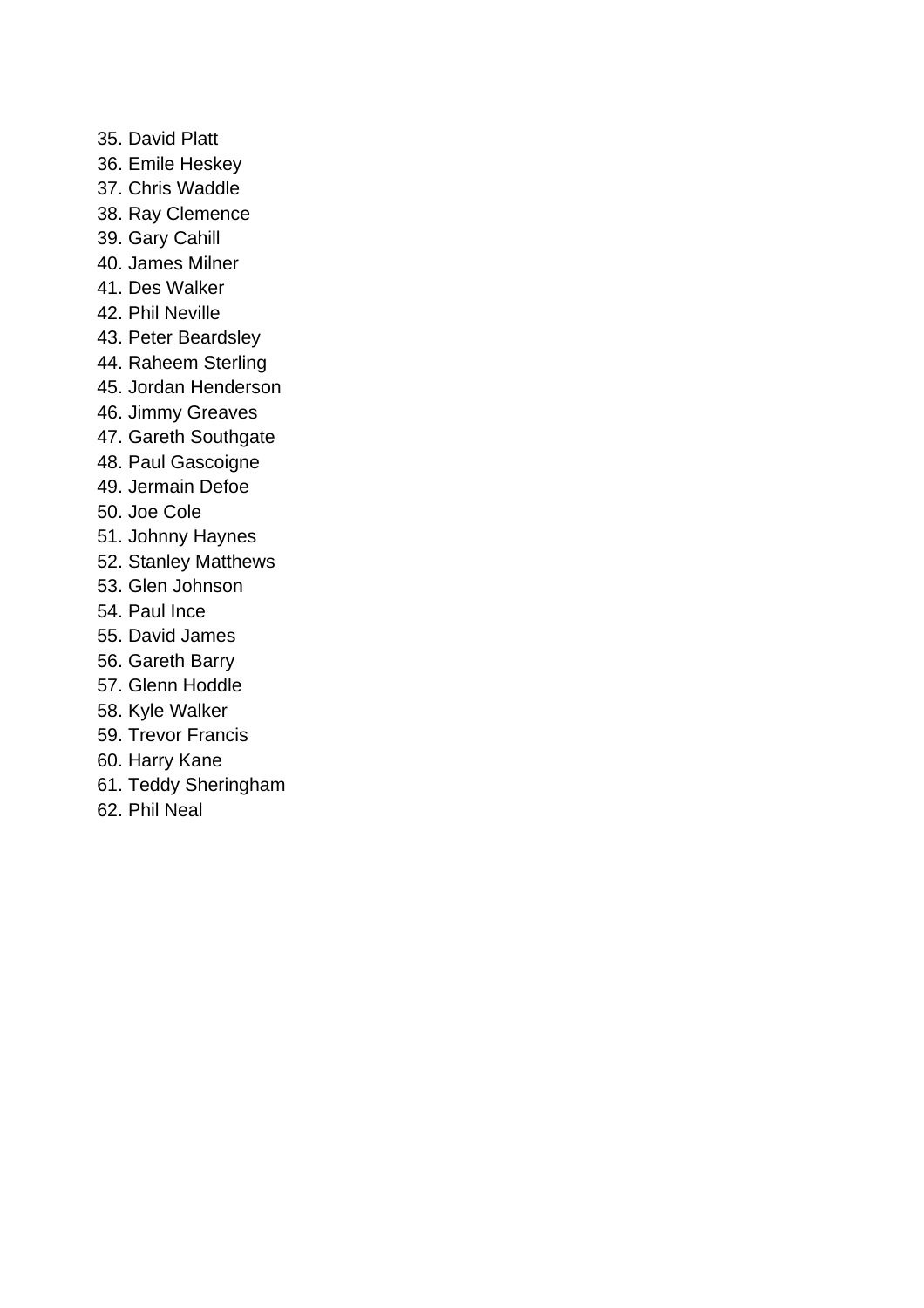35. David Platt
36. Emile Heskey
37. Chris Waddle
38. Ray Clemence
39. Gary Cahill
40. James Milner
41. Des Walker
42. Phil Neville
43. Peter Beardsley
44. Raheem Sterling
45. Jordan Henderson
46. Jimmy Greaves
47. Gareth Southgate
48. Paul Gascoigne
49. Jermain Defoe
50. Joe Cole
51. Johnny Haynes
52. Stanley Matthews
53. Glen Johnson
54. Paul Ince
55. David James
56. Gareth Barry
57. Glenn Hoddle
58. Kyle Walker
59. Trevor Francis
60. Harry Kane
61. Teddy Sheringham
62. Phil Neal